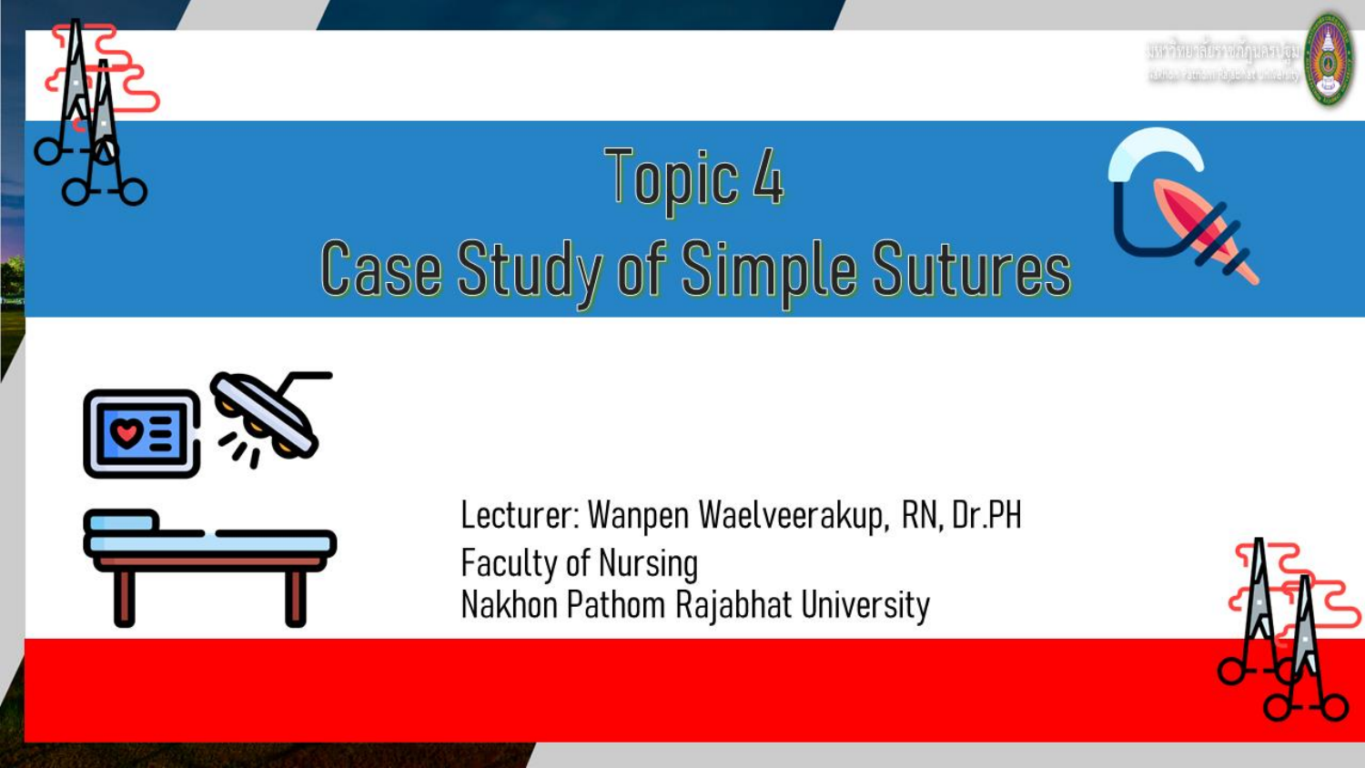# Topic 4
# Case Study of Simple Sutures

Lecturer: Wanpen Waelveerakup, RN, Dr.PH
Faculty of Nursing
Nakhon Pathom Rajabhat University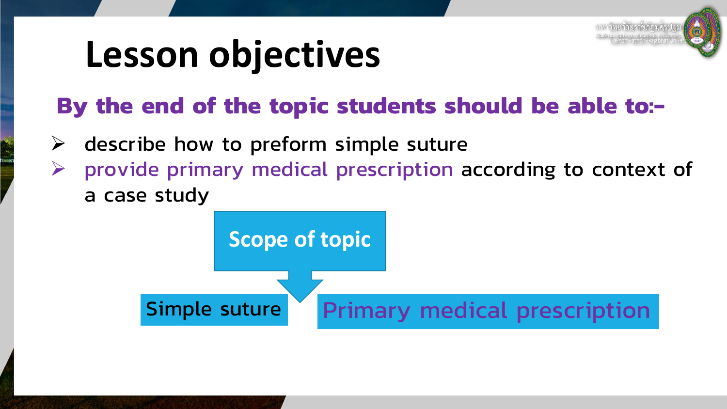# Lesson objectives

**By the end of the topic students should be able to:-**

- describe how to preform simple suture
- provide primary medical prescription according to context of a case study

Scope of topic

- Simple suture
- Primary medical prescription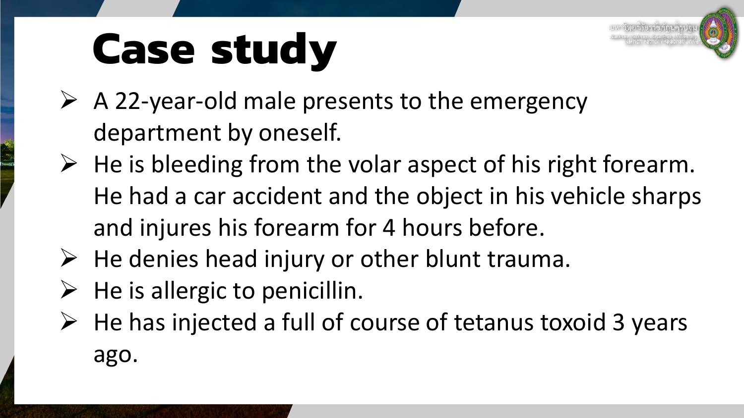# Case study

- A 22-year-old male presents to the emergency department by oneself.
- He is bleeding from the volar aspect of his right forearm. He had a car accident and the object in his vehicle sharps and injures his forearm for 4 hours before.
- He denies head injury or other blunt trauma.
- He is allergic to penicillin.
- He has injected a full of course of tetanus toxoid 3 years ago.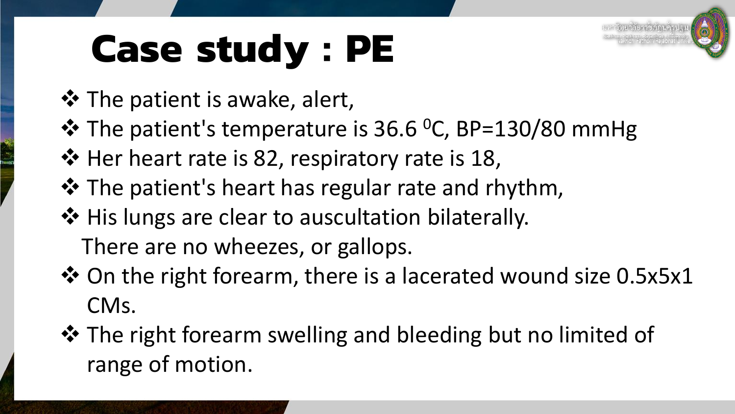# Case study : PE

- The patient is awake, alert,
- The patient's temperature is 36.6 $^{0}$C, BP=130/80 mmHg
- Her heart rate is 82, respiratory rate is 18,
- The patient's heart has regular rate and rhythm,
- His lungs are clear to auscultation bilaterally.
  There are no wheezes, or gallops.
- On the right forearm, there is a lacerated wound size 0.5x5x1 CMs.
- The right forearm swelling and bleeding but no limited of range of motion.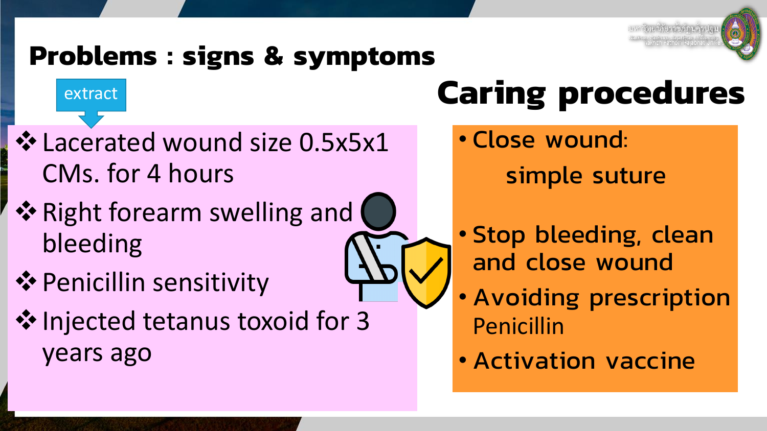## Problems : signs & symptoms

extract

- ❖ Lacerated wound size 0.5x5x1 CMs. for 4 hours
- ❖ Right forearm swelling and bleeding
- ❖ Penicillin sensitivity
- ❖ Injected tetanus toxoid for 3 years ago

## Caring procedures

- Close wound:

  simple suture

- Stop bleeding, clean and close wound
- Avoiding prescription Penicillin
- Activation vaccine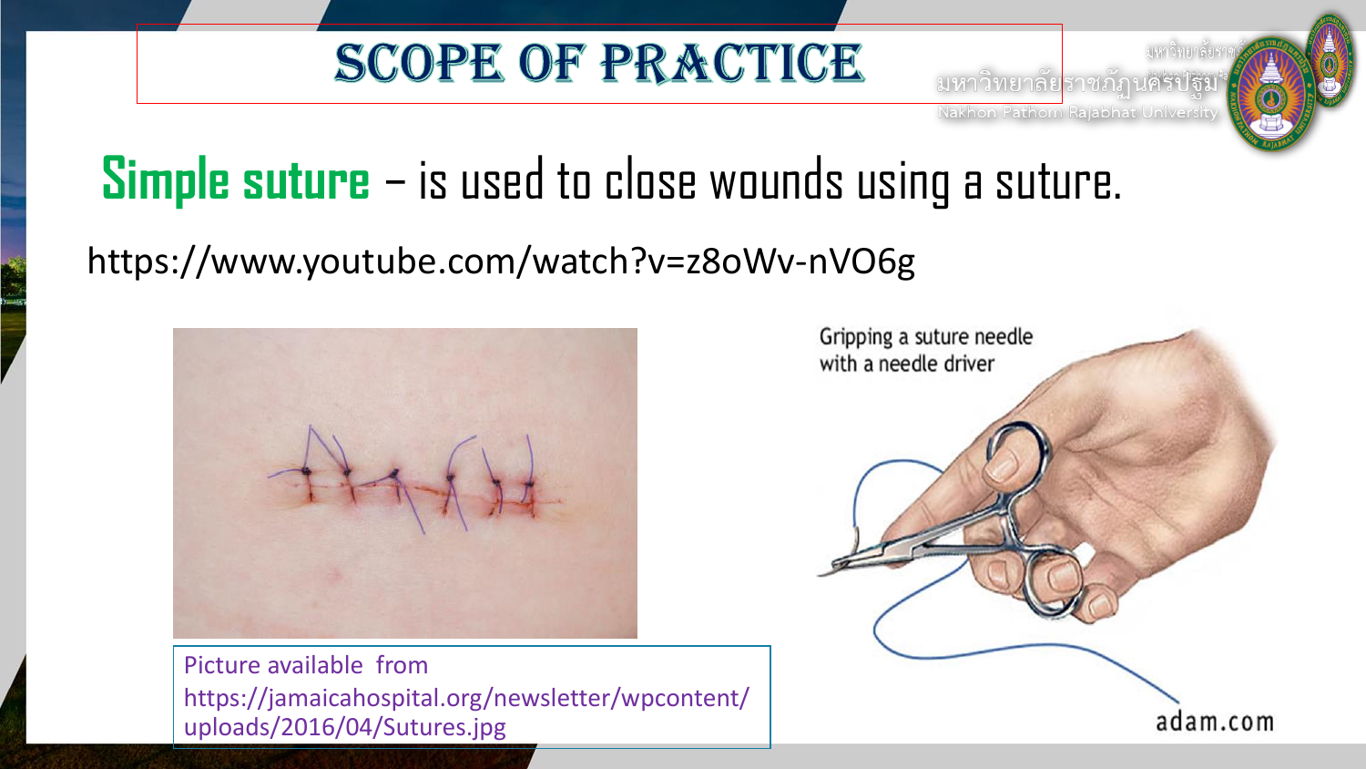# SCOPE OF PRACTICE

**Simple suture** – is used to close wounds using a suture.

https://www.youtube.com/watch?v=z8oWv-nVO6g

Picture available from https://jamaicahospital.org/newsletter/wpcontent/uploads/2016/04/Sutures.jpg

Gripping a suture needle with a needle driver

adam.com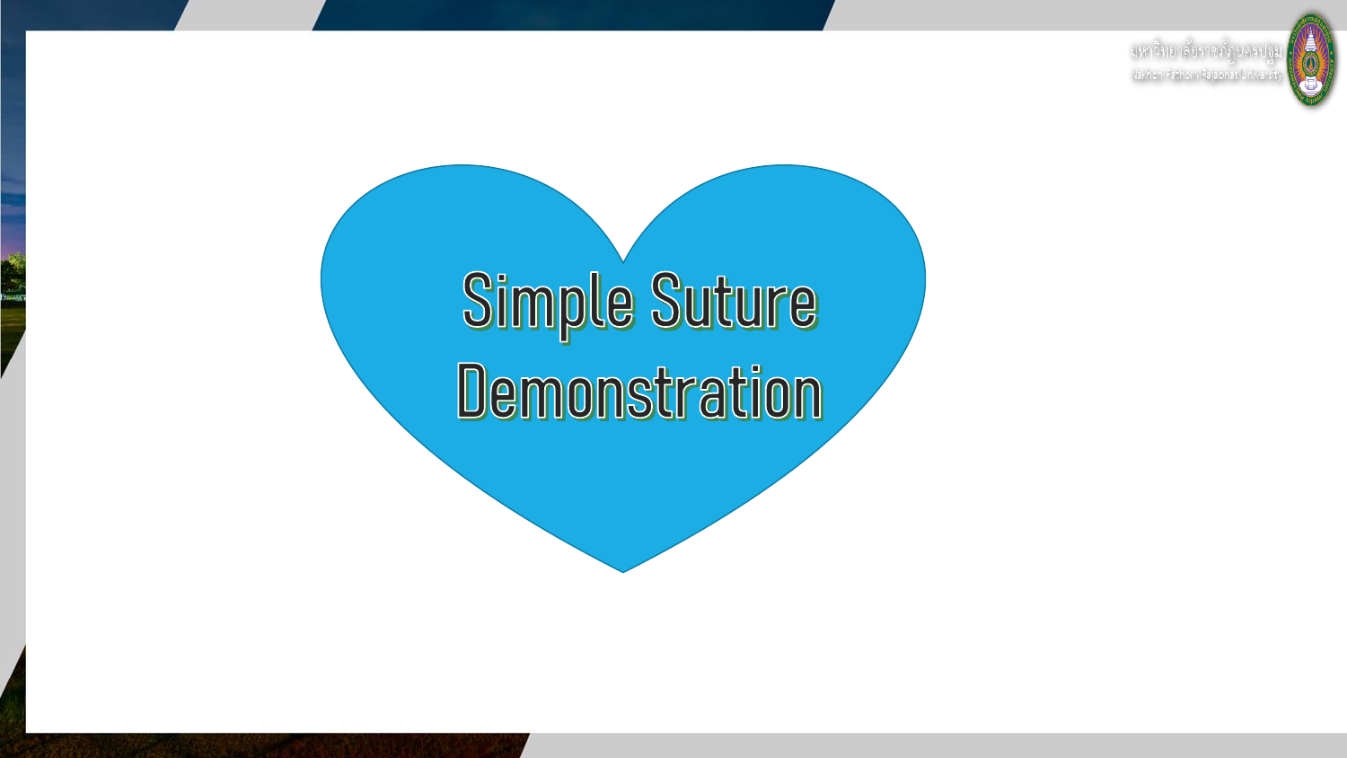# Simple Suture Demonstration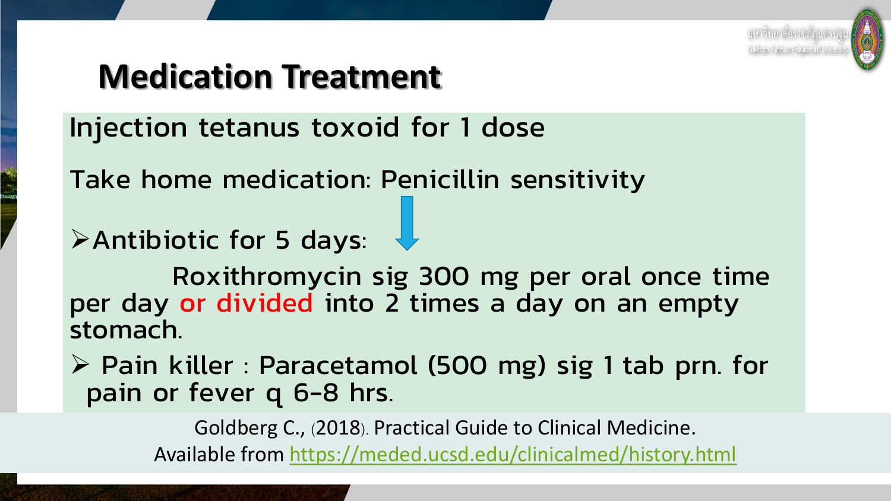# Medication Treatment

Injection tetanus toxoid for 1 dose

Take home medication: Penicillin sensitivity

- Antibiotic for 5 days:

  Roxithromycin sig 300 mg per oral once time per day or divided into 2 times a day on an empty stomach.

- Pain killer : Paracetamol (500 mg) sig 1 tab prn. for pain or fever q 6-8 hrs.

Goldberg C., (2018). Practical Guide to Clinical Medicine. Available from https://meded.ucsd.edu/clinicalmed/history.html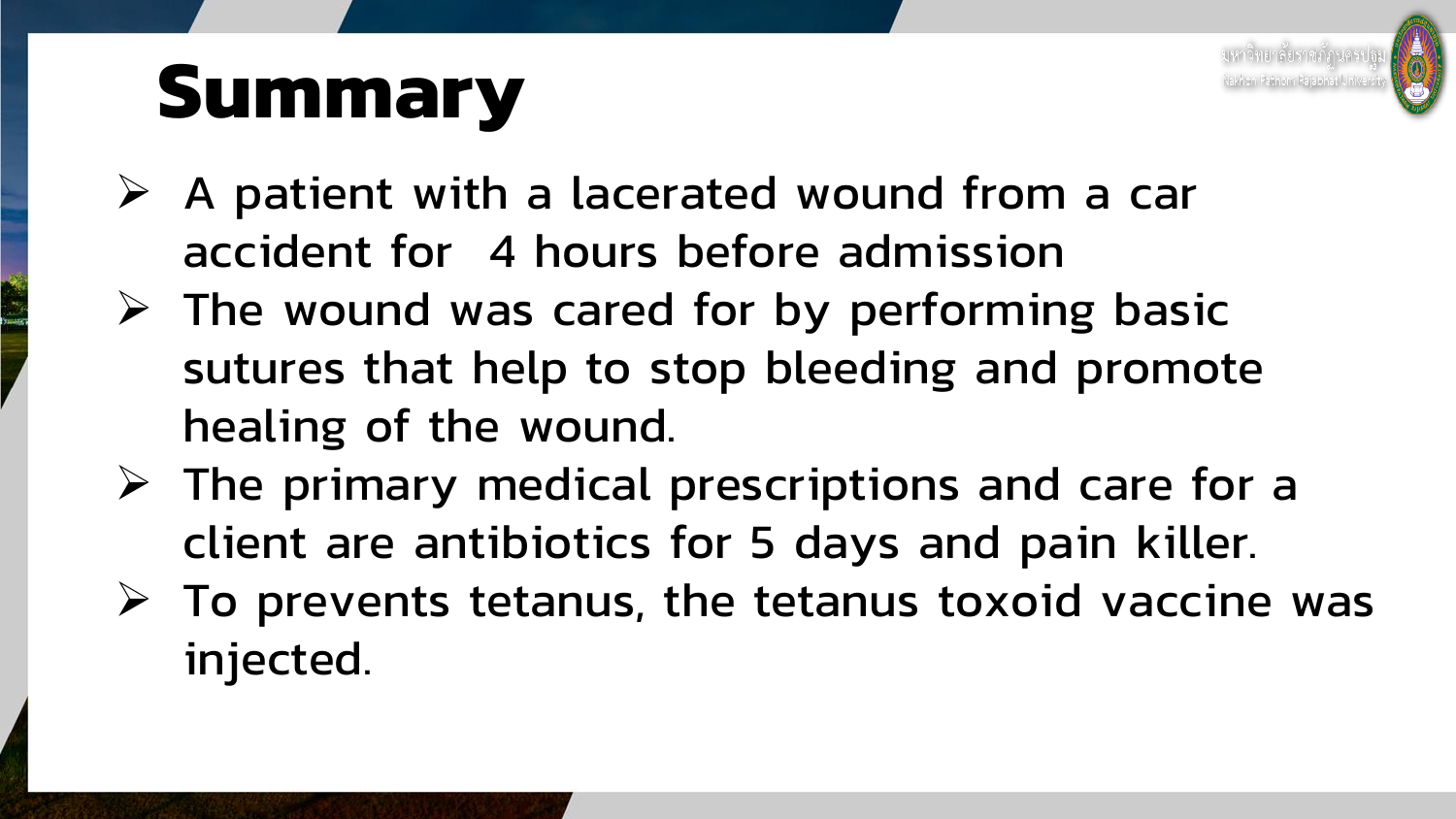# Summary

- A patient with a lacerated wound from a car accident for 4 hours before admission
- The wound was cared for by performing basic sutures that help to stop bleeding and promote healing of the wound.
- The primary medical prescriptions and care for a client are antibiotics for 5 days and pain killer.
- To prevents tetanus, the tetanus toxoid vaccine was injected.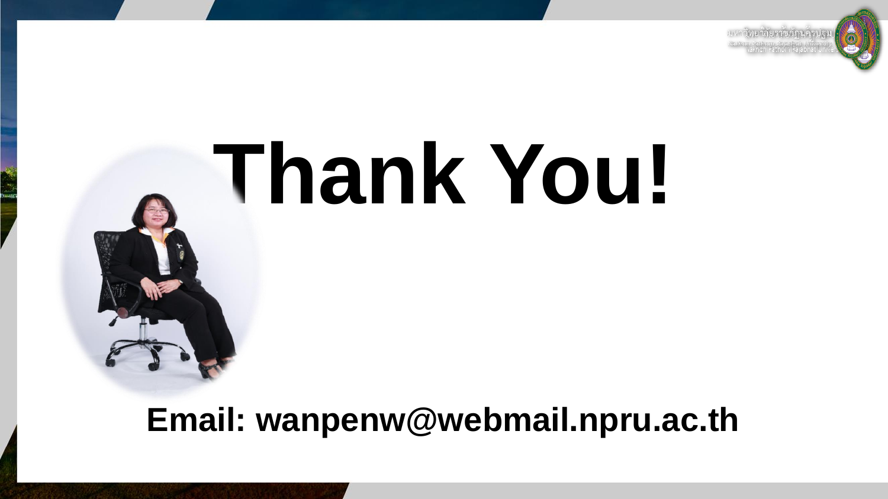# Thank You!

**Email: wanpenw@webmail.npru.ac.th**